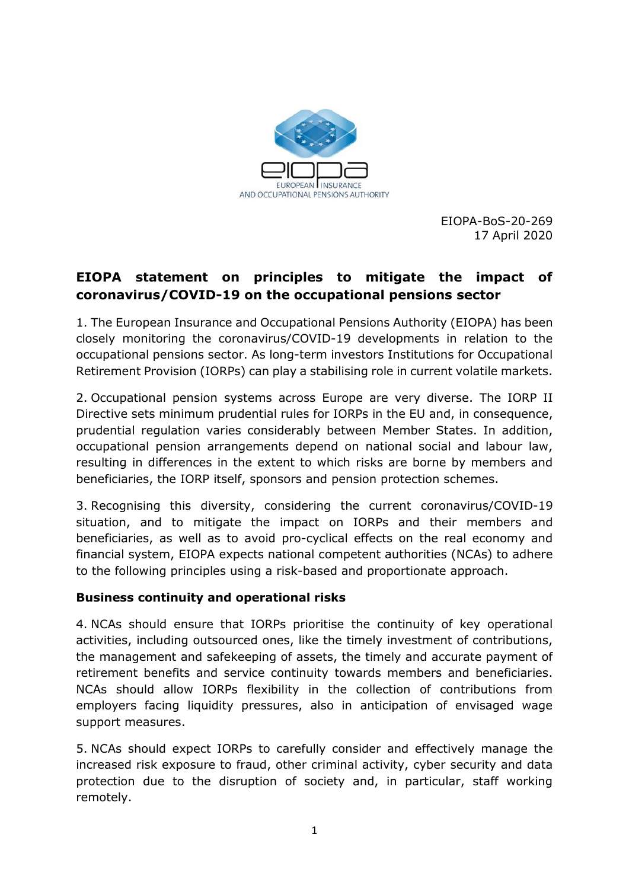EIOPA-BoS-20-269
17 April 2020

# EIOPA statement on principles to mitigate the impact of coronavirus/COVID-19 on the occupational pensions sector

1. The European Insurance and Occupational Pensions Authority (EIOPA) has been closely monitoring the coronavirus/COVID-19 developments in relation to the occupational pensions sector. As long-term investors Institutions for Occupational Retirement Provision (IORPs) can play a stabilising role in current volatile markets.

2. Occupational pension systems across Europe are very diverse. The IORP II Directive sets minimum prudential rules for IORPs in the EU and, in consequence, prudential regulation varies considerably between Member States. In addition, occupational pension arrangements depend on national social and labour law, resulting in differences in the extent to which risks are borne by members and beneficiaries, the IORP itself, sponsors and pension protection schemes.

3. Recognising this diversity, considering the current coronavirus/COVID-19 situation, and to mitigate the impact on IORPs and their members and beneficiaries, as well as to avoid pro-cyclical effects on the real economy and financial system, EIOPA expects national competent authorities (NCAs) to adhere to the following principles using a risk-based and proportionate approach.

## Business continuity and operational risks

4. NCAs should ensure that IORPs prioritise the continuity of key operational activities, including outsourced ones, like the timely investment of contributions, the management and safekeeping of assets, the timely and accurate payment of retirement benefits and service continuity towards members and beneficiaries. NCAs should allow IORPs flexibility in the collection of contributions from employers facing liquidity pressures, also in anticipation of envisaged wage support measures.

5. NCAs should expect IORPs to carefully consider and effectively manage the increased risk exposure to fraud, other criminal activity, cyber security and data protection due to the disruption of society and, in particular, staff working remotely.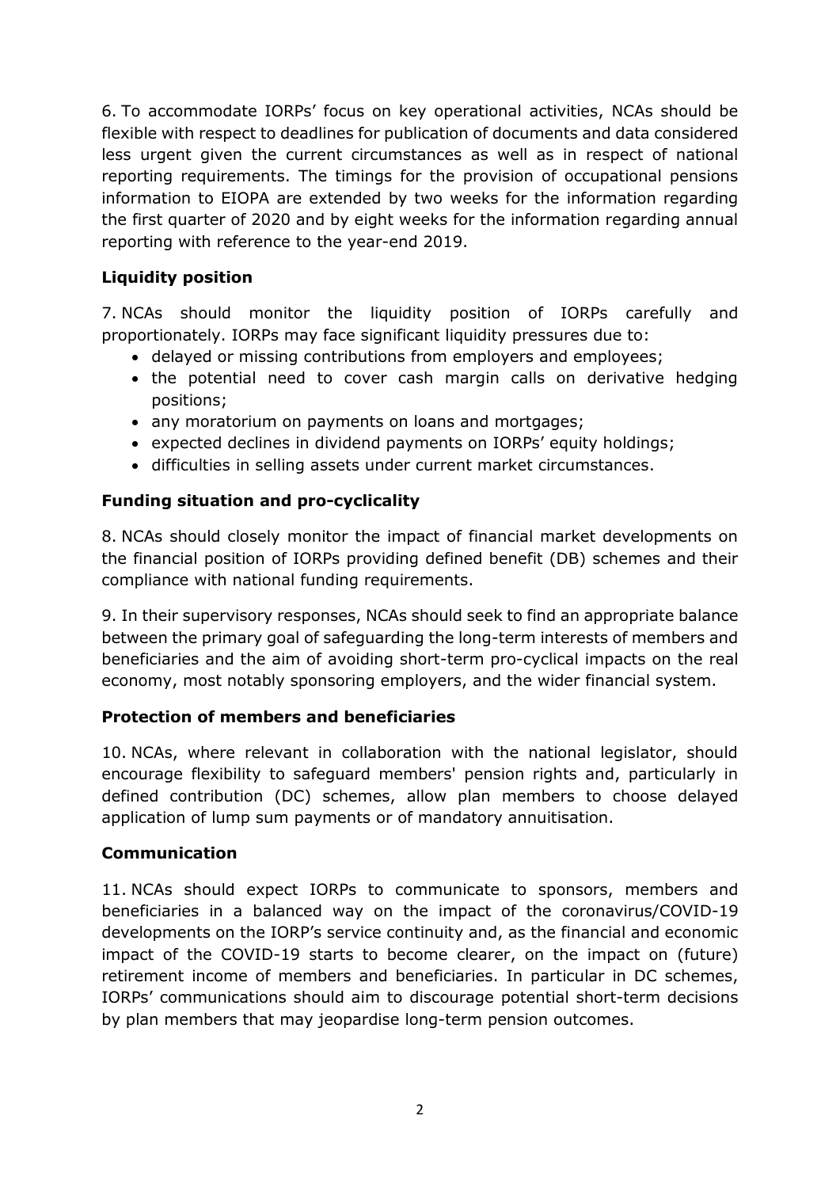6. To accommodate IORPs' focus on key operational activities, NCAs should be flexible with respect to deadlines for publication of documents and data considered less urgent given the current circumstances as well as in respect of national reporting requirements. The timings for the provision of occupational pensions information to EIOPA are extended by two weeks for the information regarding the first quarter of 2020 and by eight weeks for the information regarding annual reporting with reference to the year-end 2019.

**Liquidity position**

7. NCAs should monitor the liquidity position of IORPs carefully and proportionately. IORPs may face significant liquidity pressures due to:

- delayed or missing contributions from employers and employees;
- the potential need to cover cash margin calls on derivative hedging positions;
- any moratorium on payments on loans and mortgages;
- expected declines in dividend payments on IORPs' equity holdings;
- difficulties in selling assets under current market circumstances.

**Funding situation and pro-cyclicality**

8. NCAs should closely monitor the impact of financial market developments on the financial position of IORPs providing defined benefit (DB) schemes and their compliance with national funding requirements.

9. In their supervisory responses, NCAs should seek to find an appropriate balance between the primary goal of safeguarding the long-term interests of members and beneficiaries and the aim of avoiding short-term pro-cyclical impacts on the real economy, most notably sponsoring employers, and the wider financial system.

**Protection of members and beneficiaries**

10. NCAs, where relevant in collaboration with the national legislator, should encourage flexibility to safeguard members' pension rights and, particularly in defined contribution (DC) schemes, allow plan members to choose delayed application of lump sum payments or of mandatory annuitisation.

**Communication**

11. NCAs should expect IORPs to communicate to sponsors, members and beneficiaries in a balanced way on the impact of the coronavirus/COVID-19 developments on the IORP's service continuity and, as the financial and economic impact of the COVID-19 starts to become clearer, on the impact on (future) retirement income of members and beneficiaries. In particular in DC schemes, IORPs' communications should aim to discourage potential short-term decisions by plan members that may jeopardise long-term pension outcomes.